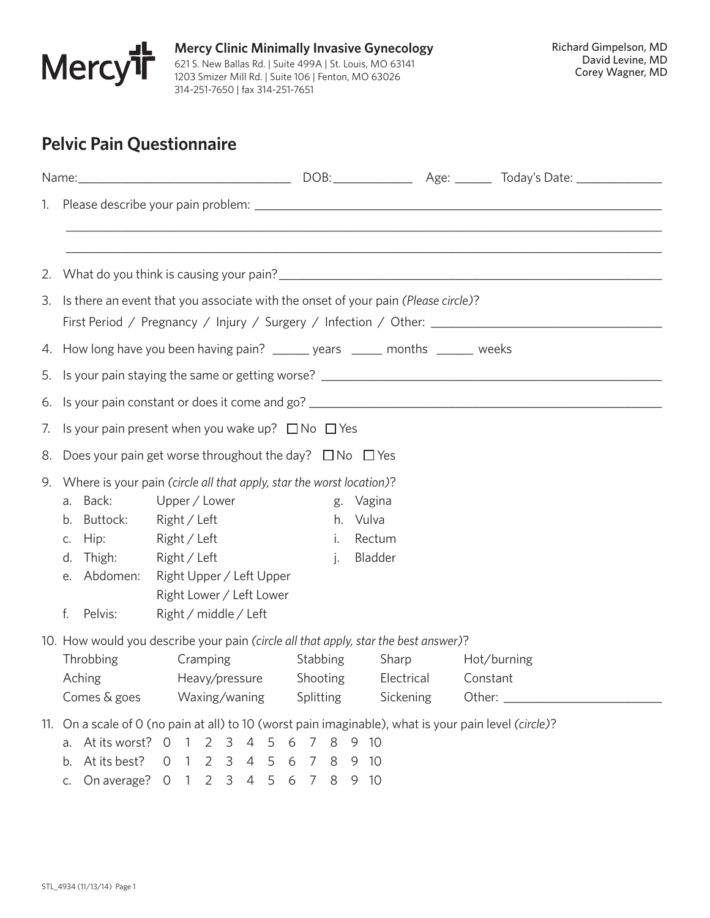**Mercy Clinic Minimally Invasive Gynecology**
621 S. New Ballas Rd. | Suite 499A | St. Louis, MO 63141
1203 Smizer Mill Rd. | Suite 106 | Fenton, MO 63026
314-251-7650 | fax 314-251-7651

Richard Gimpelson, MD
David Levine, MD
Corey Wagner, MD

# Pelvic Pain Questionnaire

Name:________________________________ DOB:____________ Age: ______ Today's Date: _____________

1. Please describe your pain problem: ______________________________________________________________
   ________________________________________________________________________________________
   ________________________________________________________________________________________

2. What do you think is causing your pain?_________________________________________________________

3. Is there an event that you associate with the onset of your pain *(Please circle)*?
   First Period / Pregnancy / Injury / Surgery / Infection / Other: __________________________________

4. How long have you been having pain? ______ years _____ months ______ weeks

5. Is your pain staying the same or getting worse? ____________________________________________

6. Is your pain constant or does it come and go? ______________________________________________

7. Is your pain present when you wake up? ☐ No ☐ Yes

8. Does your pain get worse throughout the day? ☐ No ☐ Yes

9. Where is your pain *(circle all that apply, star the worst location)*?
   a. Back: Upper / Lower
   b. Buttock: Right / Left
   c. Hip: Right / Left
   d. Thigh: Right / Left
   e. Abdomen: Right Upper / Left Upper
      Right Lower / Left Lower
   f. Pelvis: Right / middle / Left
   g. Vagina
   h. Vulva
   i. Rectum
   j. Bladder

10. How would you describe your pain *(circle all that apply, star the best answer)*?

| | | | | |
|---|---|---|---|---|
| Throbbing | Cramping | Stabbing | Sharp | Hot/burning |
| Aching | Heavy/pressure | Shooting | Electrical | Constant |
| Comes & goes | Waxing/waning | Splitting | Sickening | Other: _______________ |

11. On a scale of 0 (no pain at all) to 10 (worst pain imaginable), what is your pain level *(circle)*?
    a. At its worst? 0 1 2 3 4 5 6 7 8 9 10
    b. At its best? 0 1 2 3 4 5 6 7 8 9 10
    c. On average? 0 1 2 3 4 5 6 7 8 9 10

STL_4934 (11/13/14) Page 1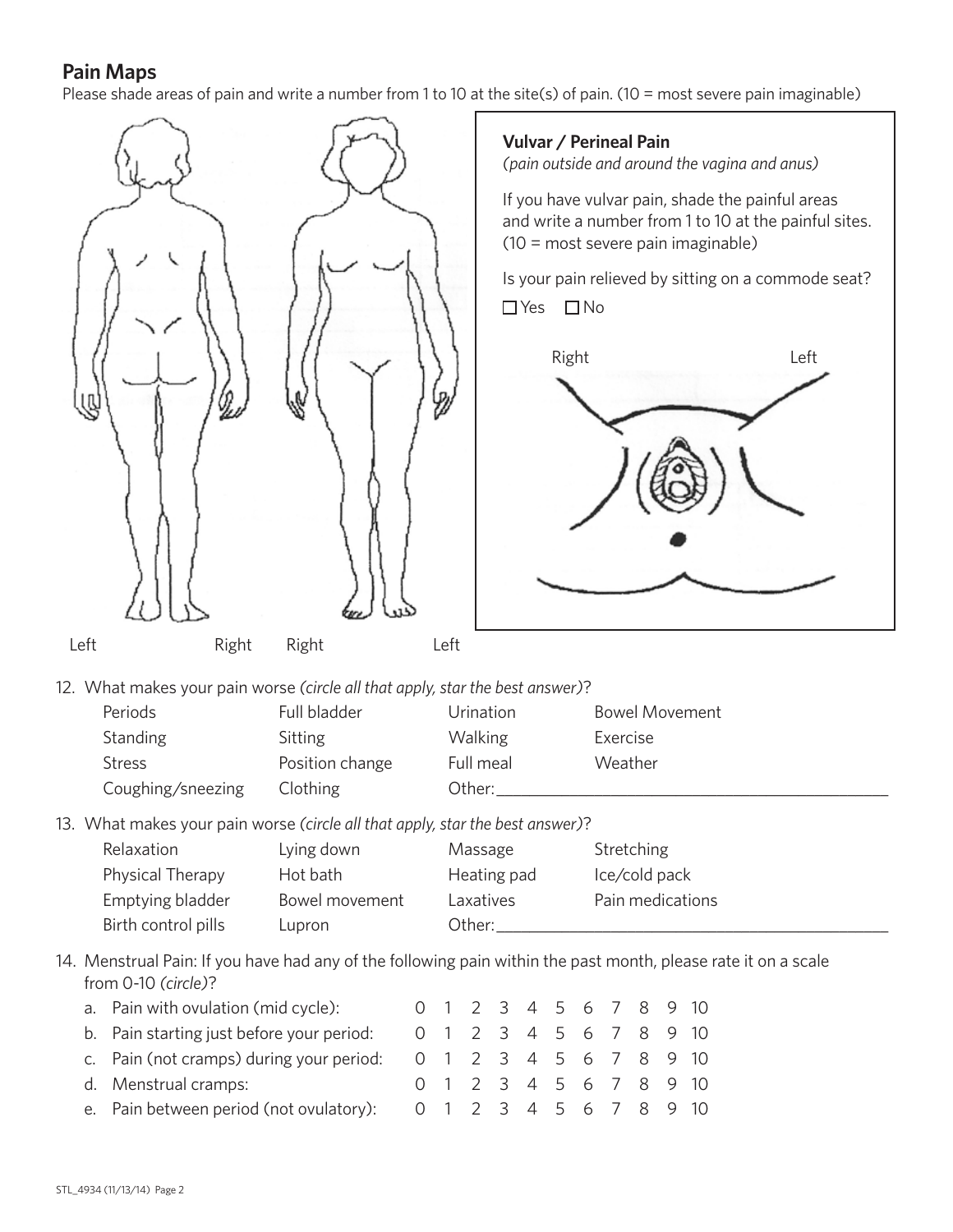## Pain Maps

Please shade areas of pain and write a number from 1 to 10 at the site(s) of pain. (10 = most severe pain imaginable)

Left Right Right Left

**Vulvar / Perineal Pain**
*(pain outside and around the vagina and anus)*

If you have vulvar pain, shade the painful areas and write a number from 1 to 10 at the painful sites. (10 = most severe pain imaginable)

Is your pain relieved by sitting on a commode seat?

☐ Yes ☐ No

Right Left

12. What makes your pain worse *(circle all that apply, star the best answer)*?

| | | | |
|---|---|---|---|
| Periods | Full bladder | Urination | Bowel Movement |
| Standing | Sitting | Walking | Exercise |
| Stress | Position change | Full meal | Weather |
| Coughing/sneezing | Clothing | Other:\_\_\_\_\_\_\_\_\_\_\_\_\_\_\_\_\_\_\_\_ | |

13. What makes your pain worse *(circle all that apply, star the best answer)*?

| | | | |
|---|---|---|---|
| Relaxation | Lying down | Massage | Stretching |
| Physical Therapy | Hot bath | Heating pad | Ice/cold pack |
| Emptying bladder | Bowel movement | Laxatives | Pain medications |
| Birth control pills | Lupron | Other:\_\_\_\_\_\_\_\_\_\_\_\_\_\_\_\_\_\_\_\_ | |

14. Menstrual Pain: If you have had any of the following pain within the past month, please rate it on a scale from 0-10 *(circle)*?

| | |
|---|---|
| a. Pain with ovulation (mid cycle): | 0 1 2 3 4 5 6 7 8 9 10 |
| b. Pain starting just before your period: | 0 1 2 3 4 5 6 7 8 9 10 |
| c. Pain (not cramps) during your period: | 0 1 2 3 4 5 6 7 8 9 10 |
| d. Menstrual cramps: | 0 1 2 3 4 5 6 7 8 9 10 |
| e. Pain between period (not ovulatory): | 0 1 2 3 4 5 6 7 8 9 10 |

STL_4934 (11/13/14)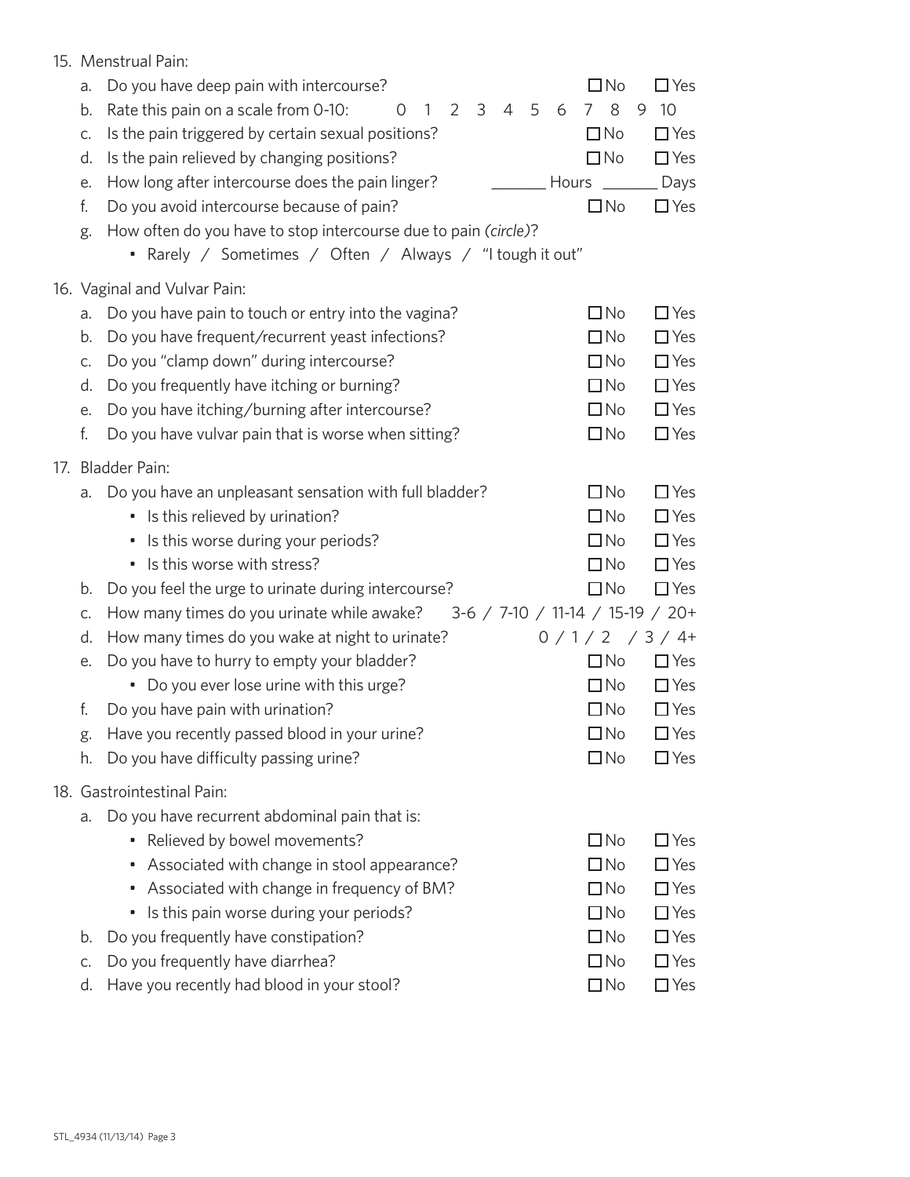15. Menstrual Pain:
    a. Do you have deep pain with intercourse? ☐ No ☐ Yes
    b. Rate this pain on a scale from 0-10: 0 1 2 3 4 5 6 7 8 9 10
    c. Is the pain triggered by certain sexual positions? ☐ No ☐ Yes
    d. Is the pain relieved by changing positions? ☐ No ☐ Yes
    e. How long after intercourse does the pain linger? _______ Hours _______ Days
    f. Do you avoid intercourse because of pain? ☐ No ☐ Yes
    g. How often do you have to stop intercourse due to pain *(circle)*?
        - Rarely / Sometimes / Often / Always / "I tough it out"

16. Vaginal and Vulvar Pain:
    a. Do you have pain to touch or entry into the vagina? ☐ No ☐ Yes
    b. Do you have frequent/recurrent yeast infections? ☐ No ☐ Yes
    c. Do you "clamp down" during intercourse? ☐ No ☐ Yes
    d. Do you frequently have itching or burning? ☐ No ☐ Yes
    e. Do you have itching/burning after intercourse? ☐ No ☐ Yes
    f. Do you have vulvar pain that is worse when sitting? ☐ No ☐ Yes

17. Bladder Pain:
    a. Do you have an unpleasant sensation with full bladder? ☐ No ☐ Yes
        - Is this relieved by urination? ☐ No ☐ Yes
        - Is this worse during your periods? ☐ No ☐ Yes
        - Is this worse with stress? ☐ No ☐ Yes
    b. Do you feel the urge to urinate during intercourse? ☐ No ☐ Yes
    c. How many times do you urinate while awake? 3-6 / 7-10 / 11-14 / 15-19 / 20+
    d. How many times do you wake at night to urinate? 0 / 1 / 2 / 3 / 4+
    e. Do you have to hurry to empty your bladder? ☐ No ☐ Yes
        - Do you ever lose urine with this urge? ☐ No ☐ Yes
    f. Do you have pain with urination? ☐ No ☐ Yes
    g. Have you recently passed blood in your urine? ☐ No ☐ Yes
    h. Do you have difficulty passing urine? ☐ No ☐ Yes

18. Gastrointestinal Pain:
    a. Do you have recurrent abdominal pain that is:
        - Relieved by bowel movements? ☐ No ☐ Yes
        - Associated with change in stool appearance? ☐ No ☐ Yes
        - Associated with change in frequency of BM? ☐ No ☐ Yes
        - Is this pain worse during your periods? ☐ No ☐ Yes
    b. Do you frequently have constipation? ☐ No ☐ Yes
    c. Do you frequently have diarrhea? ☐ No ☐ Yes
    d. Have you recently had blood in your stool? ☐ No ☐ Yes

STL_4934 (11/13/14)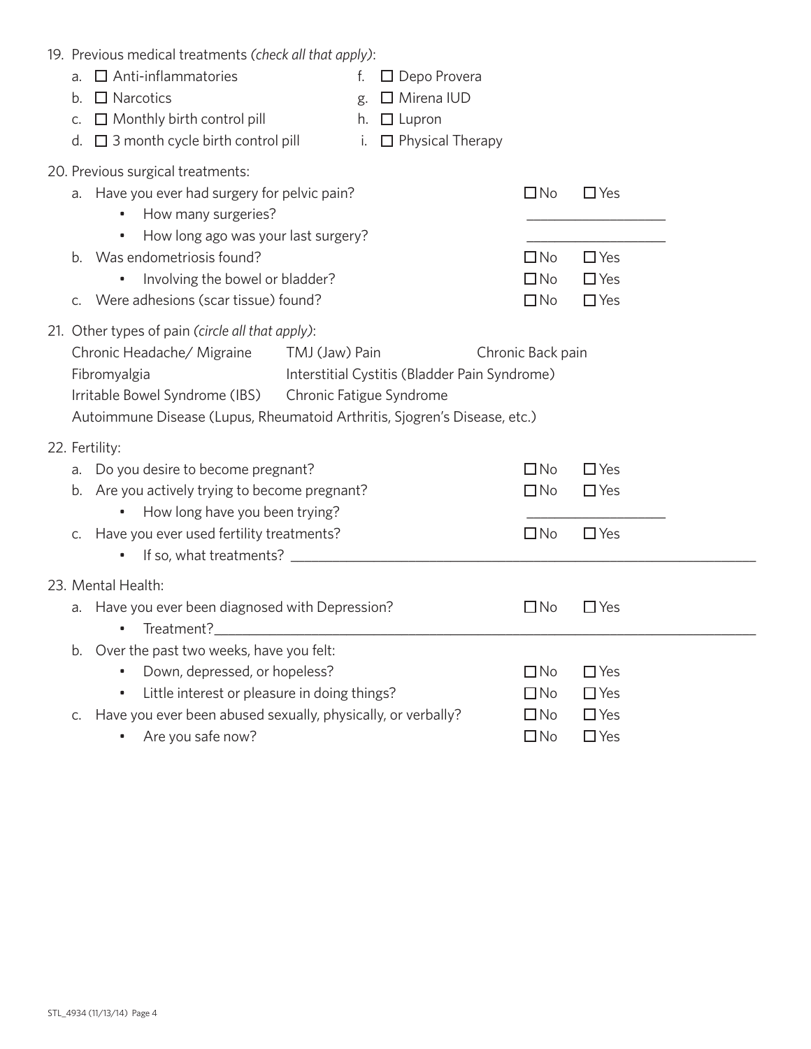19. Previous medical treatments *(check all that apply)*:
   - a. ☐ Anti-inflammatories
   - b. ☐ Narcotics
   - c. ☐ Monthly birth control pill
   - d. ☐ 3 month cycle birth control pill
   - f. ☐ Depo Provera
   - g. ☐ Mirena IUD
   - h. ☐ Lupron
   - i. ☐ Physical Therapy

20. Previous surgical treatments:
   - a. Have you ever had surgery for pelvic pain? ☐ No ☐ Yes
     - How many surgeries? ____________________
     - How long ago was your last surgery? ____________________
   - b. Was endometriosis found? ☐ No ☐ Yes
     - Involving the bowel or bladder? ☐ No ☐ Yes
   - c. Were adhesions (scar tissue) found? ☐ No ☐ Yes

21. Other types of pain *(circle all that apply)*:

   Chronic Headache/ Migraine TMJ (Jaw) Pain Chronic Back pain
   Fibromyalgia Interstitial Cystitis (Bladder Pain Syndrome)
   Irritable Bowel Syndrome (IBS) Chronic Fatigue Syndrome
   Autoimmune Disease (Lupus, Rheumatoid Arthritis, Sjogren's Disease, etc.)

22. Fertility:
   - a. Do you desire to become pregnant? ☐ No ☐ Yes
   - b. Are you actively trying to become pregnant? ☐ No ☐ Yes
     - How long have you been trying? ____________________
   - c. Have you ever used fertility treatments? ☐ No ☐ Yes
     - If so, what treatments? ____________________________________________________________

23. Mental Health:
   - a. Have you ever been diagnosed with Depression? ☐ No ☐ Yes
     - Treatment?____________________________________________________________
   - b. Over the past two weeks, have you felt:
     - Down, depressed, or hopeless? ☐ No ☐ Yes
     - Little interest or pleasure in doing things? ☐ No ☐ Yes
   - c. Have you ever been abused sexually, physically, or verbally? ☐ No ☐ Yes
     - Are you safe now? ☐ No ☐ Yes

STL_4934 (11/13/14)